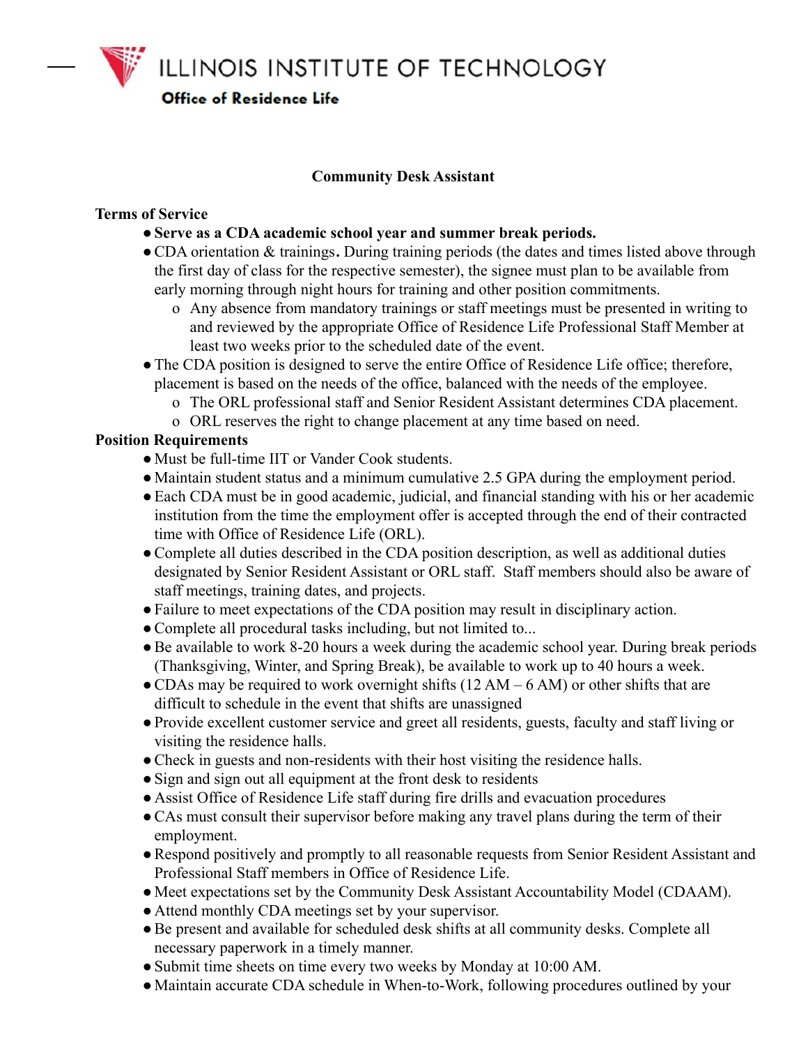# ILLINOIS INSTITUTE OF TECHNOLOGY

**Office of Residence Life**

## Community Desk Assistant

### Terms of Service

- **Serve as a CDA academic school year and summer break periods.**
- CDA orientation & trainings**.** During training periods (the dates and times listed above through the first day of class for the respective semester), the signee must plan to be available from early morning through night hours for training and other position commitments.
  - Any absence from mandatory trainings or staff meetings must be presented in writing to and reviewed by the appropriate Office of Residence Life Professional Staff Member at least two weeks prior to the scheduled date of the event.
- The CDA position is designed to serve the entire Office of Residence Life office; therefore, placement is based on the needs of the office, balanced with the needs of the employee.
  - The ORL professional staff and Senior Resident Assistant determines CDA placement.
  - ORL reserves the right to change placement at any time based on need.

### Position Requirements

- Must be full-time IIT or Vander Cook students.
- Maintain student status and a minimum cumulative 2.5 GPA during the employment period.
- Each CDA must be in good academic, judicial, and financial standing with his or her academic institution from the time the employment offer is accepted through the end of their contracted time with Office of Residence Life (ORL).
- Complete all duties described in the CDA position description, as well as additional duties designated by Senior Resident Assistant or ORL staff. Staff members should also be aware of staff meetings, training dates, and projects.
- Failure to meet expectations of the CDA position may result in disciplinary action.
- Complete all procedural tasks including, but not limited to...
- Be available to work 8-20 hours a week during the academic school year. During break periods (Thanksgiving, Winter, and Spring Break), be available to work up to 40 hours a week.
- CDAs may be required to work overnight shifts (12 AM – 6 AM) or other shifts that are difficult to schedule in the event that shifts are unassigned
- Provide excellent customer service and greet all residents, guests, faculty and staff living or visiting the residence halls.
- Check in guests and non-residents with their host visiting the residence halls.
- Sign and sign out all equipment at the front desk to residents
- Assist Office of Residence Life staff during fire drills and evacuation procedures
- CAs must consult their supervisor before making any travel plans during the term of their employment.
- Respond positively and promptly to all reasonable requests from Senior Resident Assistant and Professional Staff members in Office of Residence Life.
- Meet expectations set by the Community Desk Assistant Accountability Model (CDAAM).
- Attend monthly CDA meetings set by your supervisor.
- Be present and available for scheduled desk shifts at all community desks. Complete all necessary paperwork in a timely manner.
- Submit time sheets on time every two weeks by Monday at 10:00 AM.
- Maintain accurate CDA schedule in When-to-Work, following procedures outlined by your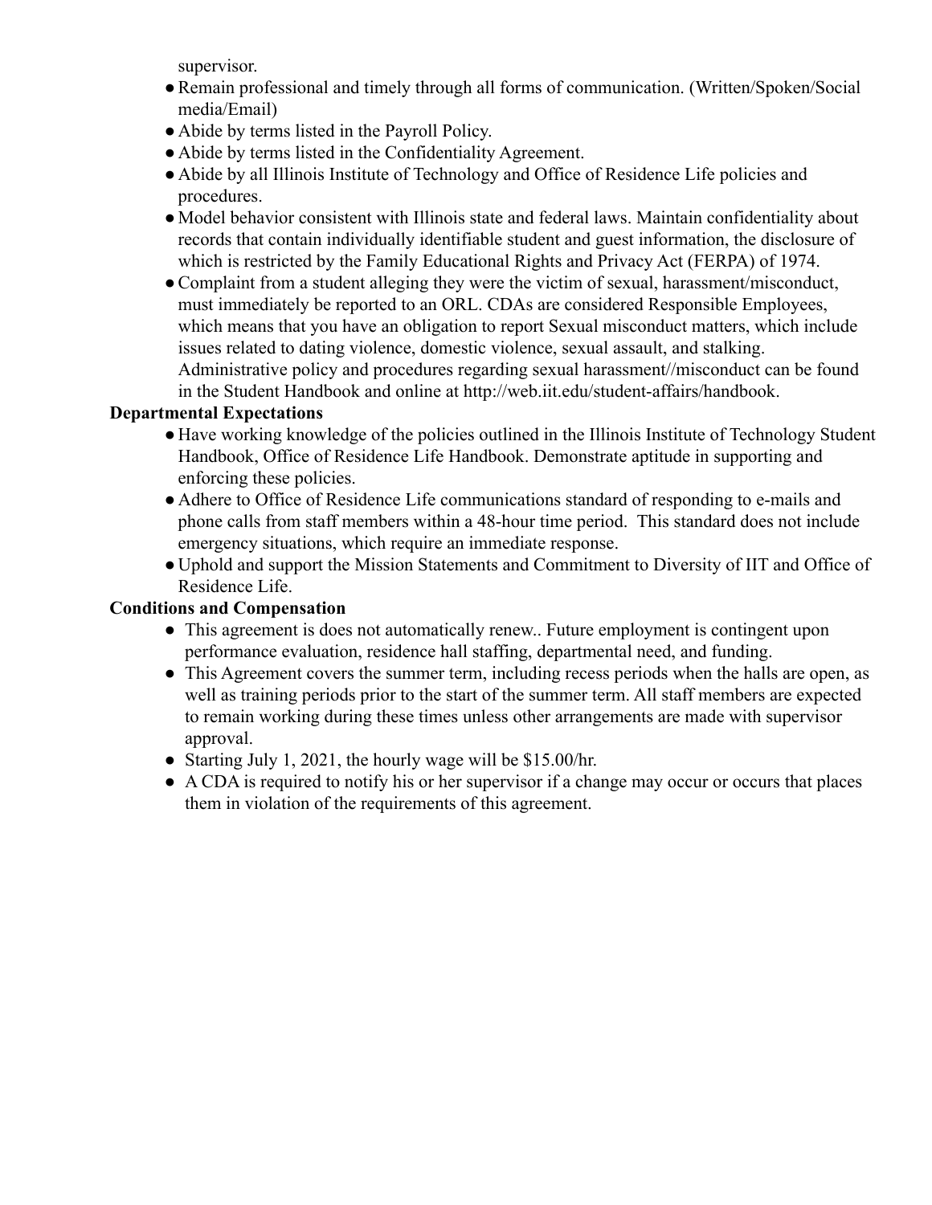supervisor.

- Remain professional and timely through all forms of communication. (Written/Spoken/Social media/Email)
- Abide by terms listed in the Payroll Policy.
- Abide by terms listed in the Confidentiality Agreement.
- Abide by all Illinois Institute of Technology and Office of Residence Life policies and procedures.
- Model behavior consistent with Illinois state and federal laws. Maintain confidentiality about records that contain individually identifiable student and guest information, the disclosure of which is restricted by the Family Educational Rights and Privacy Act (FERPA) of 1974.
- Complaint from a student alleging they were the victim of sexual, harassment/misconduct, must immediately be reported to an ORL. CDAs are considered Responsible Employees, which means that you have an obligation to report Sexual misconduct matters, which include issues related to dating violence, domestic violence, sexual assault, and stalking. Administrative policy and procedures regarding sexual harassment//misconduct can be found in the Student Handbook and online at http://web.iit.edu/student-affairs/handbook.

**Departmental Expectations**

- Have working knowledge of the policies outlined in the Illinois Institute of Technology Student Handbook, Office of Residence Life Handbook. Demonstrate aptitude in supporting and enforcing these policies.
- Adhere to Office of Residence Life communications standard of responding to e-mails and phone calls from staff members within a 48-hour time period. This standard does not include emergency situations, which require an immediate response.
- Uphold and support the Mission Statements and Commitment to Diversity of IIT and Office of Residence Life.

**Conditions and Compensation**

- This agreement is does not automatically renew.. Future employment is contingent upon performance evaluation, residence hall staffing, departmental need, and funding.
- This Agreement covers the summer term, including recess periods when the halls are open, as well as training periods prior to the start of the summer term. All staff members are expected to remain working during these times unless other arrangements are made with supervisor approval.
- Starting July 1, 2021, the hourly wage will be $15.00/hr.
- A CDA is required to notify his or her supervisor if a change may occur or occurs that places them in violation of the requirements of this agreement.